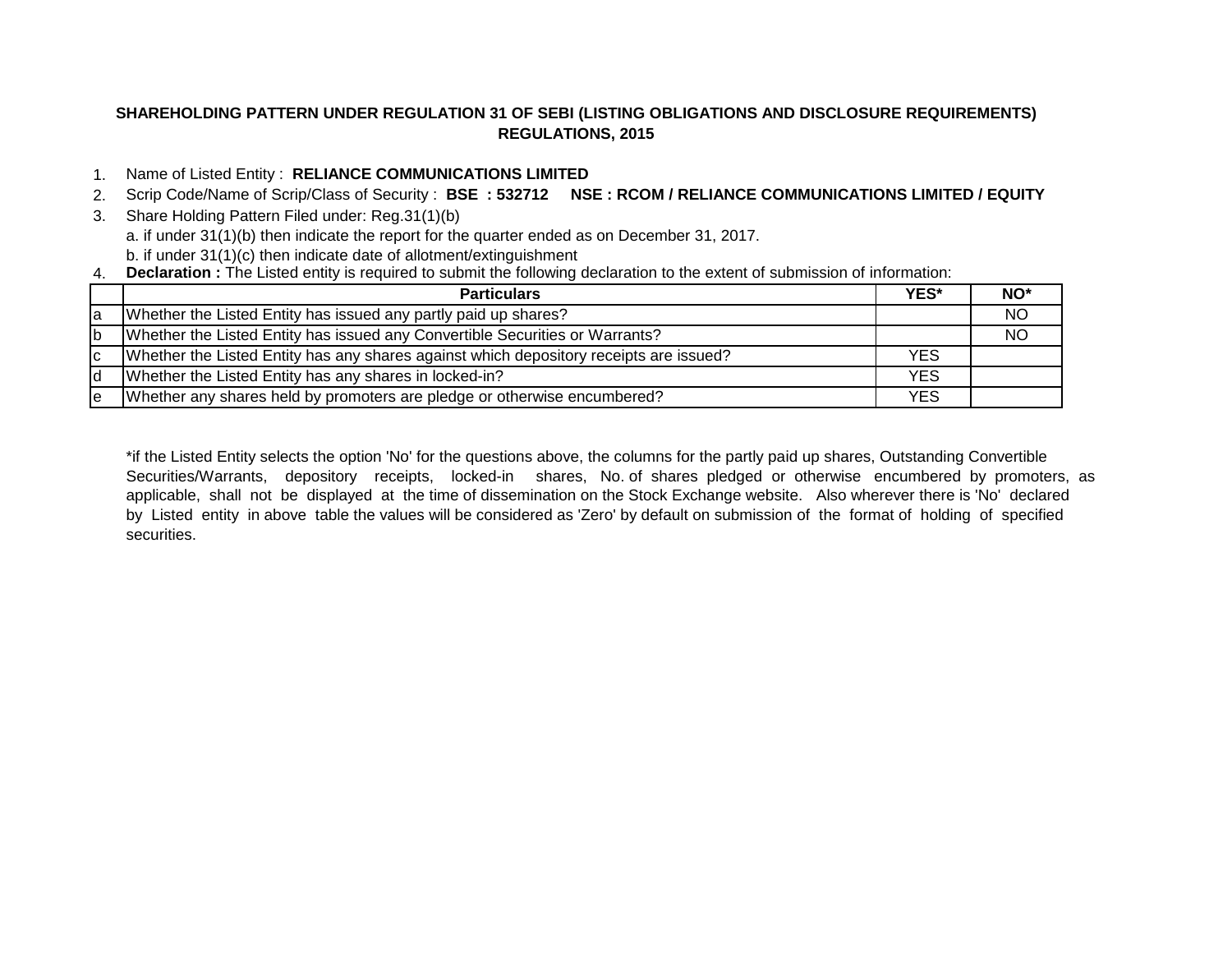## SHAREHOLDING PATTERN UNDER REGULATION 31 OF SEBI (LISTING OBLIGATIONS AND DISCLOSURE REQUIREMENTS) REGULATIONS, 2015

1. Name of Listed Entity : **RELIANCE COMMUNICATIONS LIMITED**
2. Scrip Code/Name of Scrip/Class of Security : **BSE : 532712 NSE : RCOM / RELIANCE COMMUNICATIONS LIMITED / EQUITY**
3. Share Holding Pattern Filed under: Reg.31(1)(b)
   a. if under 31(1)(b) then indicate the report for the quarter ended as on December 31, 2017.
   b. if under 31(1)(c) then indicate date of allotment/extinguishment
4. **Declaration :** The Listed entity is required to submit the following declaration to the extent of submission of information:

| | Particulars | YES* | NO* |
|---|---|---|---|
| a | Whether the Listed Entity has issued any partly paid up shares? | | NO |
| b | Whether the Listed Entity has issued any Convertible Securities or Warrants? | | NO |
| c | Whether the Listed Entity has any shares against which depository receipts are issued? | YES | |
| d | Whether the Listed Entity has any shares in locked-in? | YES | |
| e | Whether any shares held by promoters are pledge or otherwise encumbered? | YES | |

*if the Listed Entity selects the option 'No' for the questions above, the columns for the partly paid up shares, Outstanding Convertible Securities/Warrants, depository receipts, locked-in shares, No. of shares pledged or otherwise encumbered by promoters, as applicable, shall not be displayed at the time of dissemination on the Stock Exchange website. Also wherever there is 'No' declared by Listed entity in above table the values will be considered as 'Zero' by default on submission of the format of holding of specified securities.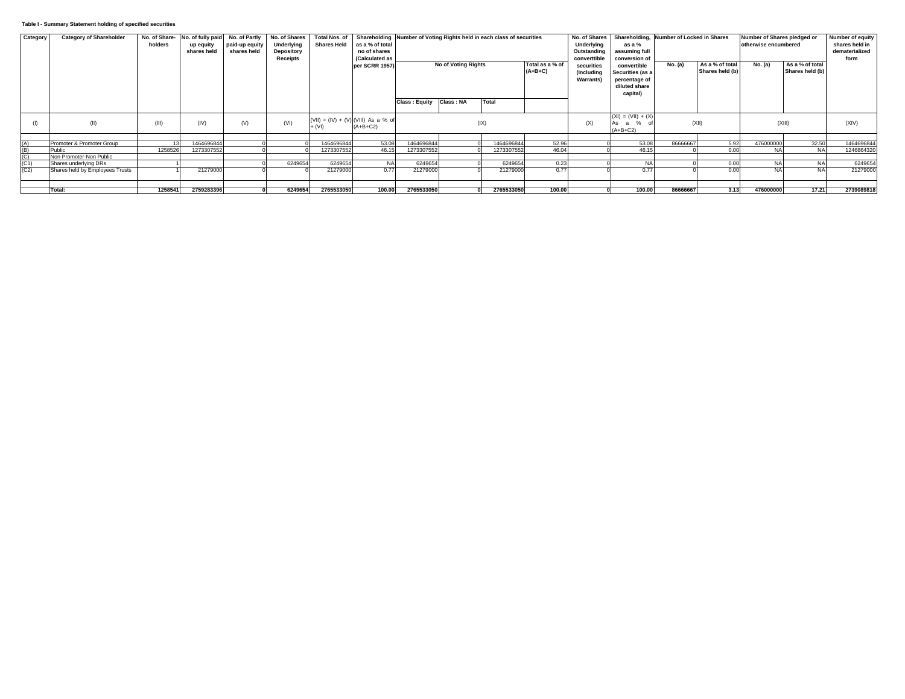**Table I - Summary Statement holding of specified securities**

| Category | Category of Shareholder | No. of Share-holders | No. of fully paid up equity shares held | No. of Partly paid-up equity shares held | No. of Shares Underlying Depository Receipts | Total Nos. of Shares Held | Shareholding as a % of total no of shares (Calculated as per SCRR 1957) | Number of Voting Rights held in each class of securities | | | | No. of Shares Underlying Outstanding converttible securities (Including Warrants) | Shareholding, as a % assuming full conversion of convertible Securities (as a percentage of diluted share capital) | Number of Locked in Shares | | Number of Shares pledged or otherwise encumbered | | Number of equity shares held in dematerialized form |
|---|---|---|---|---|---|---|---|---|---|---|---|---|---|---|---|---|---|---|
| | | | | | | | | No of Voting Rights | | | Total as a % of (A+B+C) | | | No. (a) | As a % of total Shares held (b) | No. (a) | As a % of total Shares held (b) | |
| | | | | | | | | Class : Equity | Class : NA | Total | | | | | | | | |
| (I) | (II) | (III) | (IV) | (V) | (VI) | (VII) = (IV) + (V) + (VI) | (VIII) As a % of (A+B+C2) | (IX) | | | | (X) | (XI) = (VII) + (X) As a % of (A+B+C2) | (XII) | | (XIII) | | (XIV) |
| (A) | Promoter & Promoter Group | 13 | 1464696844 | 0 | 0 | 1464696844 | 53.08 | 1464696844 | 0 | 1464696844 | 52.96 | 0 | 53.08 | 86666667 | 5.92 | 476000000 | 32.50 | 1464696844 |
| (B) | Public | 1258526 | 1273307552 | 0 | 0 | 1273307552 | 46.15 | 1273307552 | 0 | 1273307552 | 46.04 | 0 | 46.15 | 0 | 0.00 | NA | NA | 1246864320 |
| (C) | Non Promoter-Non Public | | | | | | | | | | | | | | | | | |
| (C1) | Shares underlying DRs | 1 | | 0 | 6249654 | 6249654 | NA | 6249654 | 0 | 6249654 | 0.23 | 0 | NA | 0 | 0.00 | NA | NA | 6249654 |
| (C2) | Shares held by Employees Trusts | 1 | 21279000 | 0 | 0 | 21279000 | 0.77 | 21279000 | 0 | 21279000 | 0.77 | 0 | 0.77 | 0 | 0.00 | NA | NA | 21279000 |
| | **Total:** | **1258541** | **2759283396** | **0** | **6249654** | **2765533050** | **100.00** | **2765533050** | **0** | **2765533050** | **100.00** | **0** | **100.00** | **86666667** | **3.13** | **476000000** | **17.21** | **2739089818** |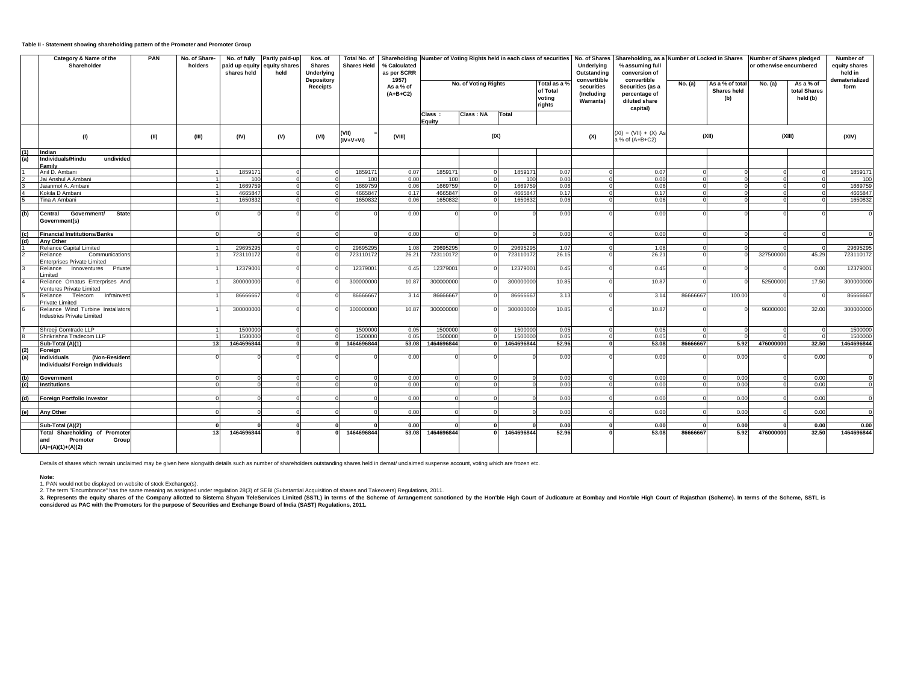**Table II - Statement showing shareholding pattern of the Promoter and Promoter Group**

| | Category & Name of the Shareholder | PAN | No. of Share-holders | No. of fully paid up equity shares held | Partly paid-up equity shares held | Nos. of Shares Underlying Depository Receipts | Total No. of Shares Held | Shareholding % Calculated as per SCRR 1957) As a % of (A+B+C2) | Number of Voting Rights held in each class of securities | | | | No. of Shares Underlying Outstanding converttible securities (Including Warrants) | Shareholding, as a % assuming full conversion of convertible Securities (as a percentage of diluted share capital) | Number of Locked in Shares | | Number of Shares pledged or otherwise encumbered | | Number of equity shares held in dematerialized form |
|---|---|---|---|---|---|---|---|---|---|---|---|---|---|---|---|---|---|---|---|
| | | | | | | | | | No. of Voting Rights | | | Total as a % of Total voting rights | | | No. (a) | As a % of total Shares held (b) | No. (a) | As a % of total Shares held (b) | |
| | | | | | | | | | Class : Equity | Class : NA | Total | | | | | | | | |
| | (I) | (II) | (III) | (IV) | (V) | (VI) | (VII) = (IV+V+VI) | (VIII) | (IX) | | | | (X) | (XI) = (VII) + (X) As a % of (A+B+C2) | (XII) | | (XIII) | | (XIV) |
| (1) | **Indian** | | | | | | | | | | | | | | | | | | |
| (a) | **Individuals/Hindu undivided Family** | | | | | | | | | | | | | | | | | | |
| 1 | Anil D. Ambani | | 1 | 1859171 | 0 | 0 | 1859171 | 0.07 | 1859171 | 0 | 1859171 | 0.07 | 0 | 0.07 | 0 | 0 | 0 | 0 | 1859171 |
| 2 | Jai Anshul A Ambani | | 1 | 100 | 0 | 0 | 100 | 0.00 | 100 | 0 | 100 | 0.00 | 0 | 0.00 | 0 | 0 | 0 | 0 | 100 |
| 3 | Jaianmol A. Ambani | | 1 | 1669759 | 0 | 0 | 1669759 | 0.06 | 1669759 | 0 | 1669759 | 0.06 | 0 | 0.06 | 0 | 0 | 0 | 0 | 1669759 |
| 4 | Kokila D Ambani | | 1 | 4665847 | 0 | 0 | 4665847 | 0.17 | 4665847 | 0 | 4665847 | 0.17 | 0 | 0.17 | 0 | 0 | 0 | 0 | 4665847 |
| 5 | Tina A Ambani | | 1 | 1650832 | 0 | 0 | 1650832 | 0.06 | 1650832 | 0 | 1650832 | 0.06 | 0 | 0.06 | 0 | 0 | 0 | 0 | 1650832 |
| (b) | **Central Government/ State Government(s)** | | 0 | 0 | 0 | 0 | 0 | 0.00 | 0 | 0 | 0 | 0.00 | 0 | 0.00 | 0 | 0 | 0 | 0 | 0 |
| (c) | **Financial Institutions/Banks** | | 0 | 0 | 0 | 0 | 0 | 0.00 | 0 | 0 | 0 | 0.00 | 0 | 0.00 | 0 | 0 | 0 | 0 | 0 |
| (d) | **Any Other** | | | | | | | | | | | | | | | | | | |
| 1 | Reliance Capital Limited | | 1 | 29695295 | 0 | 0 | 29695295 | 1.08 | 29695295 | 0 | 29695295 | 1.07 | 0 | 1.08 | 0 | 0 | 0 | 0 | 29695295 |
| 2 | Reliance Communications Enterprises Private Limited | | 1 | 723110172 | 0 | 0 | 723110172 | 26.21 | 723110172 | 0 | 723110172 | 26.15 | 0 | 26.21 | 0 | 0 | 327500000 | 45.29 | 723110172 |
| 3 | Reliance Innoventures Private Limited | | 1 | 12379001 | 0 | 0 | 12379001 | 0.45 | 12379001 | 0 | 12379001 | 0.45 | 0 | 0.45 | 0 | 0 | 0 | 0.00 | 12379001 |
| 4 | Reliance Ornatus Enterprises And Ventures Private Limited | | 1 | 300000000 | 0 | 0 | 300000000 | 10.87 | 300000000 | 0 | 300000000 | 10.85 | 0 | 10.87 | 0 | 0 | 52500000 | 17.50 | 300000000 |
| 5 | Reliance Telecom Infrainvest Private Limited | | 1 | 86666667 | 0 | 0 | 86666667 | 3.14 | 86666667 | 0 | 86666667 | 3.13 | 0 | 3.14 | 86666667 | 100.00 | 0 | 0 | 86666667 |
| 6 | Reliance Wind Turbine Installators Industries Private Limited | | 1 | 300000000 | 0 | 0 | 300000000 | 10.87 | 300000000 | 0 | 300000000 | 10.85 | 0 | 10.87 | 0 | 0 | 96000000 | 32.00 | 300000000 |
| 7 | Shreeji Comtrade LLP | | 1 | 1500000 | 0 | 0 | 1500000 | 0.05 | 1500000 | 0 | 1500000 | 0.05 | 0 | 0.05 | 0 | 0 | 0 | 0 | 1500000 |
| 8 | Shrikrishna Tradecom LLP | | 1 | 1500000 | 0 | 0 | 1500000 | 0.05 | 1500000 | 0 | 1500000 | 0.05 | 0 | 0.05 | 0 | 0 | 0 | 0 | 1500000 |
| | **Sub-Total (A)(1)** | | **13** | **1464696844** | **0** | **0** | **1464696844** | **53.08** | **1464696844** | **0** | **1464696844** | **52.96** | **0** | **53.08** | **86666667** | **5.92** | **476000000** | **32.50** | **1464696844** |
| (2) | **Foreign** | | | | | | | | | | | | | | | | | | |
| (a) | **Individuals (Non-Resident Individuals/ Foreign Individuals** | | 0 | 0 | 0 | 0 | 0 | 0.00 | 0 | 0 | 0 | 0.00 | 0 | 0.00 | 0 | 0.00 | 0 | 0.00 | 0 |
| (b) | **Government** | | 0 | 0 | 0 | 0 | 0 | 0.00 | 0 | 0 | 0 | 0.00 | 0 | 0.00 | 0 | 0.00 | 0 | 0.00 | 0 |
| (c) | **Institutions** | | 0 | 0 | 0 | 0 | 0 | 0.00 | 0 | 0 | 0 | 0.00 | 0 | 0.00 | 0 | 0.00 | 0 | 0.00 | 0 |
| (d) | **Foreign Portfolio Investor** | | 0 | 0 | 0 | 0 | 0 | 0.00 | 0 | 0 | 0 | 0.00 | 0 | 0.00 | 0 | 0.00 | 0 | 0.00 | 0 |
| (e) | **Any Other** | | 0 | 0 | 0 | 0 | 0 | 0.00 | 0 | 0 | 0 | 0.00 | 0 | 0.00 | 0 | 0.00 | 0 | 0.00 | 0 |
| | **Sub-Total (A)(2)** | | **0** | **0** | **0** | **0** | **0** | **0.00** | **0** | **0** | **0** | **0.00** | **0** | **0.00** | **0** | **0.00** | **0** | **0.00** | **0.00** |
| | **Total Shareholding of Promoter and Promoter Group (A)=(A)(1)+(A)(2)** | | **13** | **1464696844** | **0** | **0** | **1464696844** | **53.08** | **1464696844** | **0** | **1464696844** | **52.96** | **0** | **53.08** | **86666667** | **5.92** | **476000000** | **32.50** | **1464696844** |

Details of shares which remain unclaimed may be given here alongwith details such as number of shareholders outstanding shares held in demat/ unclaimed suspense account, voting which are frozen etc.

**Note:**

1. PAN would not be displayed on website of stock Exchange(s).
2. The term "Encumbrance" has the same meaning as assigned under regulation 28(3) of SEBI (Substantial Acquisition of shares and Takeovers) Regulations, 2011.

**3. Represents the equity shares of the Company allotted to Sistema Shyam TeleServices Limited (SSTL) in terms of the Scheme of Arrangement sanctioned by the Hon'ble High Court of Judicature at Bombay and Hon'ble High Court of Rajasthan (Scheme). In terms of the Scheme, SSTL is considered as PAC with the Promoters for the purpose of Securities and Exchange Board of India (SAST) Regulations, 2011.**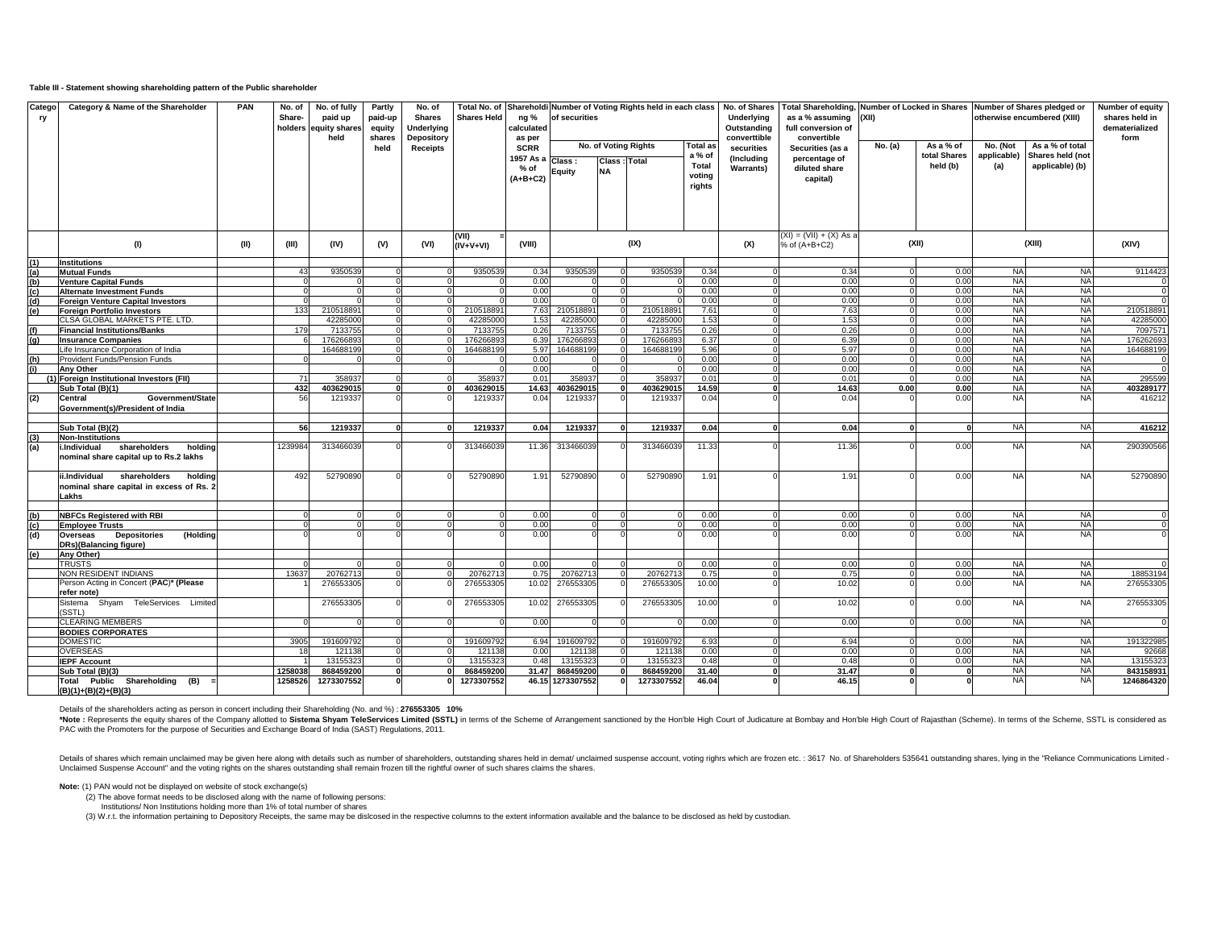Table III - Statement showing shareholding pattern of the Public shareholder

| Category | Category & Name of the Shareholder | PAN | No. of Share-holders | No. of fully paid up equity shares held | Partly paid-up equity shares held | No. of Shares Underlying Depository Receipts | Total No. of Shares Held | Shareholding % calculated as per SCRR 1957 As a % of (A+B+C2) | Number of Voting Rights held in each class of securities | | | | No. of Shares Underlying Outstanding converttible securities (Including Warrants) | Total Shareholding, as a % assuming full conversion of convertible Securities (as a percentage of diluted share capital) | Number of Locked in Shares (XII) | | Number of Shares pledged or otherwise encumbered (XIII) | | Number of equity shares held in dematerialized form |
|---|---|---|---|---|---|---|---|---|---|---|---|---|---|---|---|---|---|---|---|
| | | | | | | | | | No. of Voting Rights | | | Total as a % of Total voting rights | | | No. (a) | As a % of total Shares held (b) | No. (Not applicable) (a) | As a % of total Shares held (not applicable) (b) | |
| | | | | | | | | | Class : Equity | Class : NA | Total | | | | | | | | |
| | (I) | (II) | (III) | (IV) | (V) | (VI) | (VII) = (IV+V+VI) | (VIII) | (IX) | | | | (X) | (XI) = (VII) + (X) As a % of (A+B+C2) | (XII) | | (XIII) | | (XIV) |
| (1) | Institutions | | | | | | | | | | | | | | | | | | |
| (a) | Mutual Funds | | 43 | 9350539 | 0 | 0 | 9350539 | 0.34 | 9350539 | 0 | 9350539 | 0.34 | 0 | 0.34 | 0 | 0.00 | NA | NA | 9114423 |
| (b) | Venture Capital Funds | | 0 | 0 | 0 | 0 | 0 | 0.00 | 0 | 0 | 0 | 0.00 | 0 | 0.00 | 0 | 0.00 | NA | NA | 0 |
| (c) | Alternate Investment Funds | | 0 | 0 | 0 | 0 | 0 | 0.00 | 0 | 0 | 0 | 0.00 | 0 | 0.00 | 0 | 0.00 | NA | NA | 0 |
| (d) | Foreign Venture Capital Investors | | 0 | 0 | 0 | 0 | 0 | 0.00 | 0 | 0 | 0 | 0.00 | 0 | 0.00 | 0 | 0.00 | NA | NA | 0 |
| (e) | Foreign Portfolio Investors | | 133 | 210518891 | 0 | 0 | 210518891 | 7.63 | 210518891 | 0 | 210518891 | 7.61 | 0 | 7.63 | 0 | 0.00 | NA | NA | 210518891 |
| | CLSA GLOBAL MARKETS PTE. LTD. | | | 42285000 | 0 | 0 | 42285000 | 1.53 | 42285000 | 0 | 42285000 | 1.53 | 0 | 1.53 | 0 | 0.00 | NA | NA | 42285000 |
| (f) | Financial Institutions/Banks | | 179 | 7133755 | 0 | 0 | 7133755 | 0.26 | 7133755 | 0 | 7133755 | 0.26 | 0 | 0.26 | 0 | 0.00 | NA | NA | 7097571 |
| (g) | Insurance Companies | | 6 | 176266893 | 0 | 0 | 176266893 | 6.39 | 176266893 | 0 | 176266893 | 6.37 | 0 | 6.39 | 0 | 0.00 | NA | NA | 176262693 |
| | Life Insurance Corporation of India | | | 164688199 | 0 | 0 | 164688199 | 5.97 | 164688199 | 0 | 164688199 | 5.96 | 0 | 5.97 | 0 | 0.00 | NA | NA | 164688199 |
| (h) | Provident Funds/Pension Funds | | 0 | 0 | 0 | 0 | 0 | 0.00 | 0 | 0 | 0 | 0.00 | 0 | 0.00 | 0 | 0.00 | NA | NA | 0 |
| (i) | Any Other | | | | | | 0 | 0.00 | 0 | 0 | 0 | 0.00 | 0 | 0.00 | 0 | 0.00 | NA | NA | 0 |
| (1) | Foreign Institutional Investors (FII) | | 71 | 358937 | 0 | 0 | 358937 | 0.01 | 358937 | 0 | 358937 | 0.01 | 0 | 0.01 | 0 | 0.00 | NA | NA | 295599 |
| | Sub Total (B)(1) | | 432 | 403629015 | 0 | 0 | 403629015 | 14.63 | 403629015 | 0 | 403629015 | 14.59 | 0 | 14.63 | 0.00 | 0.00 | NA | NA | 403289177 |
| (2) | Central Government/State Government(s)/President of India | | 56 | 1219337 | 0 | 0 | 1219337 | 0.04 | 1219337 | 0 | 1219337 | 0.04 | 0 | 0.04 | 0 | 0.00 | NA | NA | 416212 |
| | Sub Total (B)(2) | | 56 | 1219337 | 0 | 0 | 1219337 | 0.04 | 1219337 | 0 | 1219337 | 0.04 | 0 | 0.04 | 0 | 0 | NA | NA | 416212 |
| (3) | Non-Institutions | | | | | | | | | | | | | | | | | | |
| (a) | i.Individual shareholders holding nominal share capital up to Rs.2 lakhs | | 1239984 | 313466039 | 0 | 0 | 313466039 | 11.36 | 313466039 | 0 | 313466039 | 11.33 | 0 | 11.36 | 0 | 0.00 | NA | NA | 290390566 |
| | ii.Individual shareholders holding nominal share capital in excess of Rs. 2 Lakhs | | 492 | 52790890 | 0 | 0 | 52790890 | 1.91 | 52790890 | 0 | 52790890 | 1.91 | 0 | 1.91 | 0 | 0.00 | NA | NA | 52790890 |
| (b) | NBFCs Registered with RBI | | 0 | 0 | 0 | 0 | 0 | 0.00 | 0 | 0 | 0 | 0.00 | 0 | 0.00 | 0 | 0.00 | NA | NA | 0 |
| (c) | Employee Trusts | | 0 | 0 | 0 | 0 | 0 | 0.00 | 0 | 0 | 0 | 0.00 | 0 | 0.00 | 0 | 0.00 | NA | NA | 0 |
| (d) | Overseas Depositories (Holding DRs)(Balancing figure) | | 0 | 0 | 0 | 0 | 0 | 0.00 | 0 | 0 | 0 | 0.00 | 0 | 0.00 | 0 | 0.00 | NA | NA | 0 |
| (e) | Any Other) | | | | | | | | | | | | | | | | | | |
| | TRUSTS | | 0 | 0 | 0 | 0 | 0 | 0.00 | 0 | 0 | 0 | 0.00 | 0 | 0.00 | 0 | 0.00 | NA | NA | 0 |
| | NON RESIDENT INDIANS | | 13637 | 20762713 | 0 | 0 | 20762713 | 0.75 | 20762713 | 0 | 20762713 | 0.75 | 0 | 0.75 | 0 | 0.00 | NA | NA | 18853194 |
| | Person Acting in Concert (PAC)* (Please refer note) | | 1 | 276553305 | 0 | 0 | 276553305 | 10.02 | 276553305 | 0 | 276553305 | 10.00 | 0 | 10.02 | 0 | 0.00 | NA | NA | 276553305 |
| | Sistema Shyam TeleServices Limited (SSTL) | | | 276553305 | 0 | 0 | 276553305 | 10.02 | 276553305 | 0 | 276553305 | 10.00 | 0 | 10.02 | 0 | 0.00 | NA | NA | 276553305 |
| | CLEARING MEMBERS | | 0 | 0 | 0 | 0 | 0 | 0.00 | 0 | 0 | 0 | 0.00 | 0 | 0.00 | 0 | 0.00 | NA | NA | 0 |
| | BODIES CORPORATES | | | | | | | | | | | | | | | | | | |
| | DOMESTIC | | 3905 | 191609792 | 0 | 0 | 191609792 | 6.94 | 191609792 | 0 | 191609792 | 6.93 | 0 | 6.94 | 0 | 0.00 | NA | NA | 191322985 |
| | OVERSEAS | | 18 | 121138 | 0 | 0 | 121138 | 0.00 | 121138 | 0 | 121138 | 0.00 | 0 | 0.00 | 0 | 0.00 | NA | NA | 92668 |
| | IEPF Account | | 1 | 13155323 | 0 | 0 | 13155323 | 0.48 | 13155323 | 0 | 13155323 | 0.48 | 0 | 0.48 | 0 | 0.00 | NA | NA | 13155323 |
| | Sub Total (B)(3) | | 1258038 | 868459200 | 0 | 0 | 868459200 | 31.47 | 868459200 | 0 | 868459200 | 31.40 | 0 | 31.47 | 0 | 0 | NA | NA | 843158931 |
| | Total Public Shareholding (B) = (B)(1)+(B)(2)+(B)(3) | | 1258526 | 1273307552 | 0 | 0 | 1273307552 | 46.15 | 1273307552 | 0 | 1273307552 | 46.04 | 0 | 46.15 | 0 | 0 | NA | NA | 1246864320 |

Details of the shareholders acting as person in concert including their Shareholding (No. and %) : **276553305 10%**

***Note :** Represents the equity shares of the Company allotted to **Sistema Shyam TeleServices Limited (SSTL)** in terms of the Scheme of Arrangement sanctioned by the Hon'ble High Court of Judicature at Bombay and Hon'ble High Court of Rajasthan (Scheme). In terms of the Scheme, SSTL is considered as PAC with the Promoters for the purpose of Securities and Exchange Board of India (SAST) Regulations, 2011.

Details of shares which remain unclaimed may be given here along with details such as number of shareholders, outstanding shares held in demat/ unclaimed suspense account, voting righrs which are frozen etc. : 3617 No. of Shareholders 535641 outstanding shares, lying in the "Reliance Communications Limited - Unclaimed Suspense Account" and the voting rights on the shares outstanding shall remain frozen till the rightful owner of such shares claims the shares.

**Note:** (1) PAN would not be displayed on website of stock exchange(s)

(2) The above format needs to be disclosed along with the name of following persons:

Institutions/ Non Institutions holding more than 1% of total number of shares

(3) W.r.t. the information pertaining to Depository Receipts, the same may be dislcosed in the respective columns to the extent information available and the balance to be disclosed as held by custodian.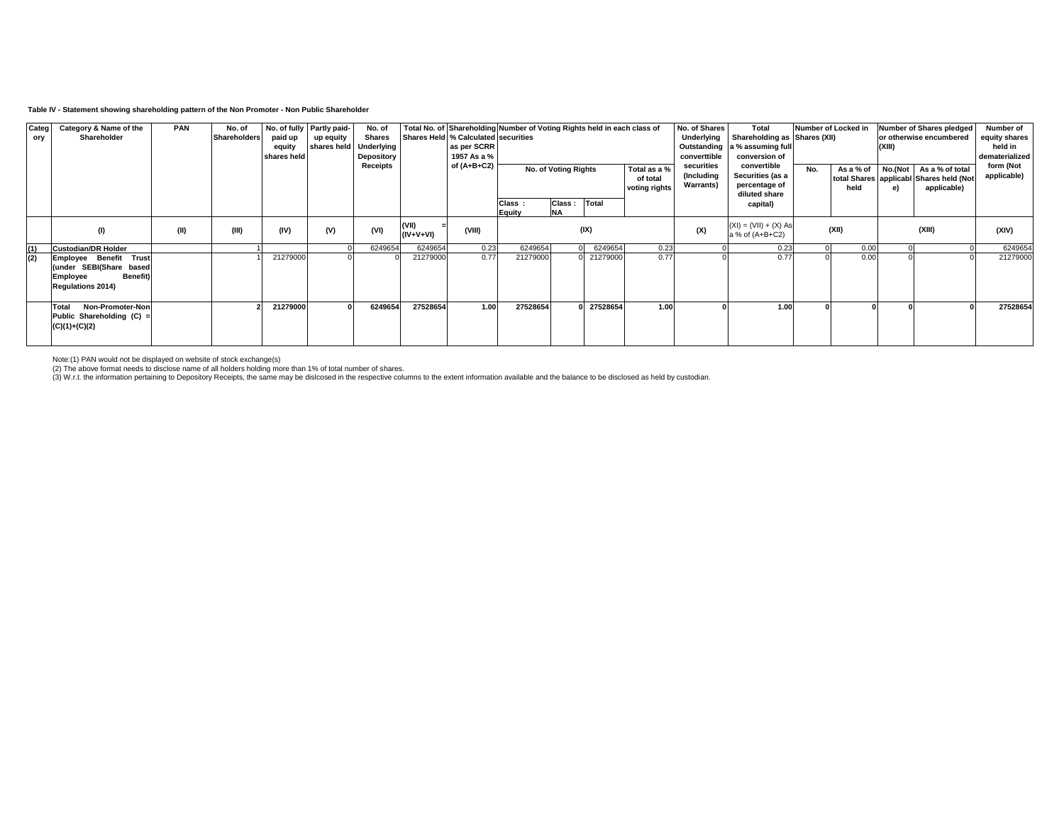**Table IV - Statement showing shareholding pattern of the Non Promoter - Non Public Shareholder**

| Category | Category & Name of the Shareholder | PAN | No. of Shareholders | No. of fully paid up equity shares held | Partly paid-up equity shares held | No. of Shares Underlying Depository Receipts | Total No. of Shares Held | Shareholding % Calculated as per SCRR 1957 As a % of (A+B+C2) | Number of Voting Rights held in each class of securities | | | | No. of Shares Underlying Outstanding converttible securities (Including Warrants) | Total Shareholding as a % assuming full conversion of convertible Securities (as a percentage of diluted share capital) | Number of Locked in Shares (XII) | | Number of Shares pledged or otherwise encumbered (XIII) | | Number of equity shares held in dematerialized form (Not applicable) |
|---|---|---|---|---|---|---|---|---|---|---|---|---|---|---|---|---|---|---|---|
| | | | | | | | | | No. of Voting Rights | | | Total as a % of total voting rights | | | No. | As a % of total Shares held | No.(Not applicable) | As a % of total Shares held (Not applicable) | |
| | | | | | | | | | Class : Equity | Class : NA | Total | | | | | | | | |
| | (I) | (II) | (III) | (IV) | (V) | (VI) | (VII) = (IV+V+VI) | (VIII) | (IX) | | | | (X) | (XI) = (VII) + (X) As a % of (A+B+C2) | (XII) | | (XIII) | | (XIV) |
| (1) | Custodian/DR Holder | | 1 | | 0 | 6249654 | 6249654 | 0.23 | 6249654 | 0 | 6249654 | 0.23 | 0 | 0.23 | 0 | 0.00 | 0 | 0 | 6249654 |
| (2) | Employee Benefit Trust (under SEBI(Share based Employee Benefit) Regulations 2014) | | 1 | 21279000 | 0 | 0 | 21279000 | 0.77 | 21279000 | 0 | 21279000 | 0.77 | 0 | 0.77 | 0 | 0.00 | 0 | 0 | 21279000 |
| | **Total Non-Promoter-Non Public Shareholding (C) = (C)(1)+(C)(2)** | | **2** | **21279000** | **0** | **6249654** | **27528654** | **1.00** | **27528654** | **0** | **27528654** | **1.00** | **0** | **1.00** | **0** | **0** | **0** | **0** | **27528654** |

Note:(1) PAN would not be displayed on website of stock exchange(s)
(2) The above format needs to disclose name of all holders holding more than 1% of total number of shares.
(3) W.r.t. the information pertaining to Depository Receipts, the same may be dislcosed in the respective columns to the extent information available and the balance to be disclosed as held by custodian.